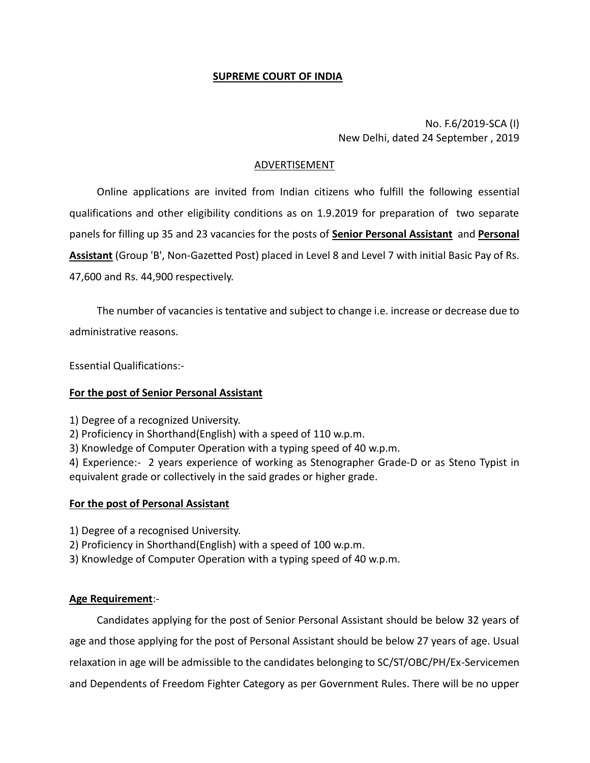**SUPREME COURT OF INDIA**

No. F.6/2019-SCA (I)
New Delhi, dated 24 September , 2019

ADVERTISEMENT

Online applications are invited from Indian citizens who fulfill the following essential qualifications and other eligibility conditions as on 1.9.2019 for preparation of two separate panels for filling up 35 and 23 vacancies for the posts of **Senior Personal Assistant** and **Personal Assistant** (Group 'B', Non-Gazetted Post) placed in Level 8 and Level 7 with initial Basic Pay of Rs. 47,600 and Rs. 44,900 respectively.

The number of vacancies is tentative and subject to change i.e. increase or decrease due to administrative reasons.

Essential Qualifications:-

**For the post of Senior Personal Assistant**

1) Degree of a recognized University.
2) Proficiency in Shorthand(English) with a speed of 110 w.p.m.
3) Knowledge of Computer Operation with a typing speed of 40 w.p.m.
4) Experience:- 2 years experience of working as Stenographer Grade-D or as Steno Typist in equivalent grade or collectively in the said grades or higher grade.

**For the post of Personal Assistant**

1) Degree of a recognised University.
2) Proficiency in Shorthand(English) with a speed of 100 w.p.m.
3) Knowledge of Computer Operation with a typing speed of 40 w.p.m.

**Age Requirement**:-

Candidates applying for the post of Senior Personal Assistant should be below 32 years of age and those applying for the post of Personal Assistant should be below 27 years of age. Usual relaxation in age will be admissible to the candidates belonging to SC/ST/OBC/PH/Ex-Servicemen and Dependents of Freedom Fighter Category as per Government Rules. There will be no upper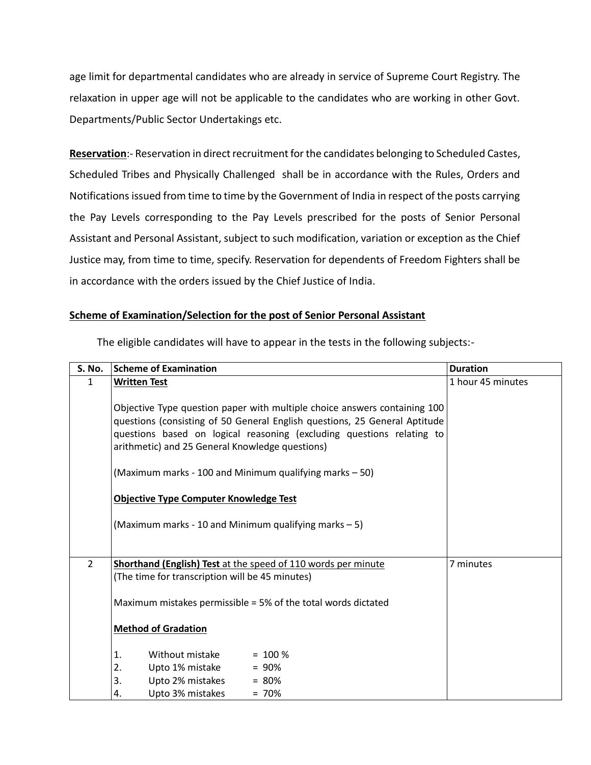age limit for departmental candidates who are already in service of Supreme Court Registry. The relaxation in upper age will not be applicable to the candidates who are working in other Govt. Departments/Public Sector Undertakings etc.

**Reservation**:- Reservation in direct recruitment for the candidates belonging to Scheduled Castes, Scheduled Tribes and Physically Challenged shall be in accordance with the Rules, Orders and Notifications issued from time to time by the Government of India in respect of the posts carrying the Pay Levels corresponding to the Pay Levels prescribed for the posts of Senior Personal Assistant and Personal Assistant, subject to such modification, variation or exception as the Chief Justice may, from time to time, specify. Reservation for dependents of Freedom Fighters shall be in accordance with the orders issued by the Chief Justice of India.

**Scheme of Examination/Selection for the post of Senior Personal Assistant**

The eligible candidates will have to appear in the tests in the following subjects:-

| S. No. | Scheme of Examination | Duration |
|---|---|---|
| 1 | **Written Test**<br><br>Objective Type question paper with multiple choice answers containing 100 questions (consisting of 50 General English questions, 25 General Aptitude questions based on logical reasoning (excluding questions relating to arithmetic) and 25 General Knowledge questions)<br><br>(Maximum marks - 100 and Minimum qualifying marks – 50)<br><br>**Objective Type Computer Knowledge Test**<br><br>(Maximum marks - 10 and Minimum qualifying marks – 5) | 1 hour 45 minutes |
| 2 | **Shorthand (English) Test** at the speed of 110 words per minute<br>(The time for transcription will be 45 minutes)<br><br>Maximum mistakes permissible = 5% of the total words dictated<br><br>**Method of Gradation**<br><br>1. Without mistake = 100 %<br>2. Upto 1% mistake = 90%<br>3. Upto 2% mistakes = 80%<br>4. Upto 3% mistakes = 70% | 7 minutes |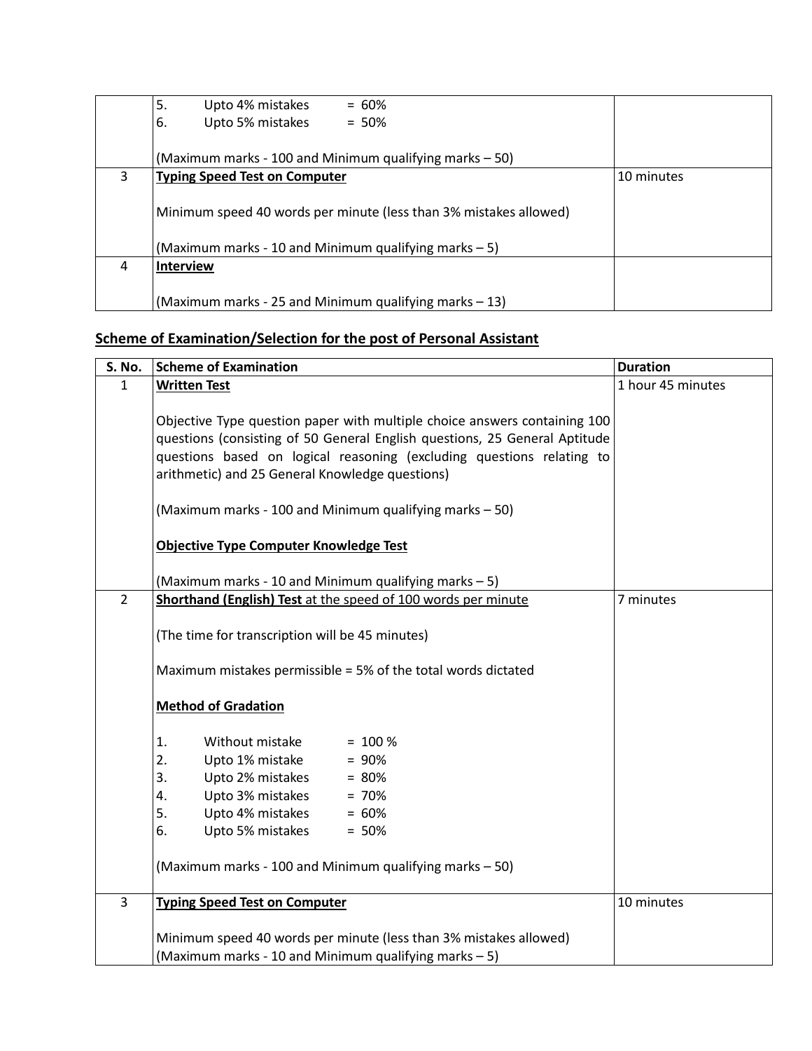| | | |
|---|---|---|
| | 5. Upto 4% mistakes = 60%<br>6. Upto 5% mistakes = 50%<br><br>(Maximum marks - 100 and Minimum qualifying marks – 50) | |
| 3 | **Typing Speed Test on Computer**<br><br>Minimum speed 40 words per minute (less than 3% mistakes allowed)<br><br>(Maximum marks - 10 and Minimum qualifying marks – 5) | 10 minutes |
| 4 | **Interview**<br><br>(Maximum marks - 25 and Minimum qualifying marks – 13) | |

## Scheme of Examination/Selection for the post of Personal Assistant

| S. No. | Scheme of Examination | Duration |
|---|---|---|
| 1 | **Written Test**<br><br>Objective Type question paper with multiple choice answers containing 100 questions (consisting of 50 General English questions, 25 General Aptitude questions based on logical reasoning (excluding questions relating to arithmetic) and 25 General Knowledge questions)<br><br>(Maximum marks - 100 and Minimum qualifying marks – 50)<br><br>**Objective Type Computer Knowledge Test**<br><br>(Maximum marks - 10 and Minimum qualifying marks – 5) | 1 hour 45 minutes |
| 2 | **Shorthand (English) Test** at the speed of 100 words per minute<br><br>(The time for transcription will be 45 minutes)<br><br>Maximum mistakes permissible = 5% of the total words dictated<br><br>**Method of Gradation**<br><br>1. Without mistake = 100 %<br>2. Upto 1% mistake = 90%<br>3. Upto 2% mistakes = 80%<br>4. Upto 3% mistakes = 70%<br>5. Upto 4% mistakes = 60%<br>6. Upto 5% mistakes = 50%<br><br>(Maximum marks - 100 and Minimum qualifying marks – 50) | 7 minutes |
| 3 | **Typing Speed Test on Computer**<br><br>Minimum speed 40 words per minute (less than 3% mistakes allowed)<br>(Maximum marks - 10 and Minimum qualifying marks – 5) | 10 minutes |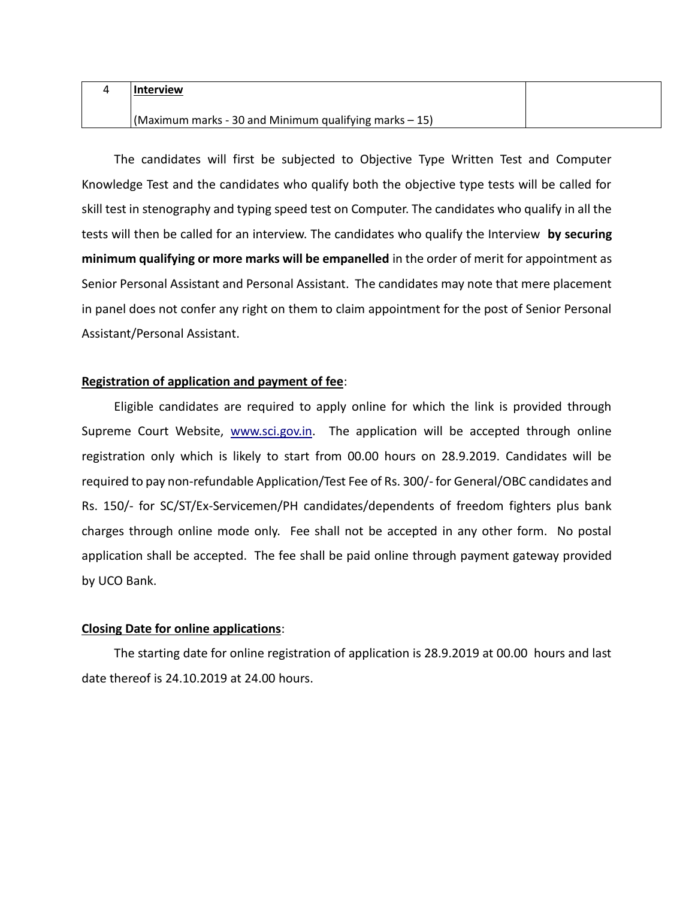| | | |
|---|---|---|
| 4 | **Interview**<br><br>(Maximum marks - 30 and Minimum qualifying marks – 15) | |

The candidates will first be subjected to Objective Type Written Test and Computer Knowledge Test and the candidates who qualify both the objective type tests will be called for skill test in stenography and typing speed test on Computer. The candidates who qualify in all the tests will then be called for an interview. The candidates who qualify the Interview **by securing minimum qualifying or more marks will be empanelled** in the order of merit for appointment as Senior Personal Assistant and Personal Assistant. The candidates may note that mere placement in panel does not confer any right on them to claim appointment for the post of Senior Personal Assistant/Personal Assistant.

**Registration of application and payment of fee**:

Eligible candidates are required to apply online for which the link is provided through Supreme Court Website, www.sci.gov.in. The application will be accepted through online registration only which is likely to start from 00.00 hours on 28.9.2019. Candidates will be required to pay non-refundable Application/Test Fee of Rs. 300/- for General/OBC candidates and Rs. 150/- for SC/ST/Ex-Servicemen/PH candidates/dependents of freedom fighters plus bank charges through online mode only. Fee shall not be accepted in any other form. No postal application shall be accepted. The fee shall be paid online through payment gateway provided by UCO Bank.

**Closing Date for online applications**:

The starting date for online registration of application is 28.9.2019 at 00.00 hours and last date thereof is 24.10.2019 at 24.00 hours.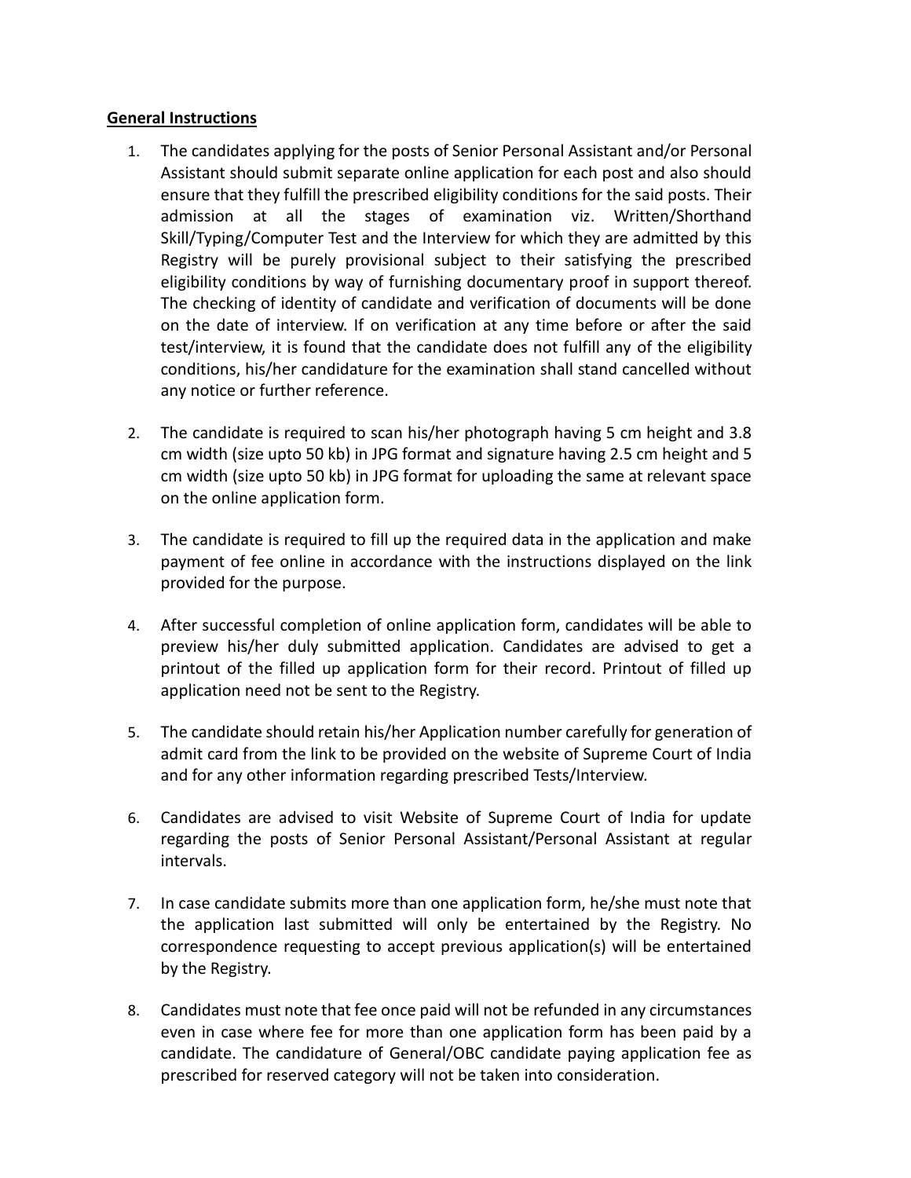## General Instructions

1. The candidates applying for the posts of Senior Personal Assistant and/or Personal Assistant should submit separate online application for each post and also should ensure that they fulfill the prescribed eligibility conditions for the said posts. Their admission at all the stages of examination viz. Written/Shorthand Skill/Typing/Computer Test and the Interview for which they are admitted by this Registry will be purely provisional subject to their satisfying the prescribed eligibility conditions by way of furnishing documentary proof in support thereof. The checking of identity of candidate and verification of documents will be done on the date of interview. If on verification at any time before or after the said test/interview, it is found that the candidate does not fulfill any of the eligibility conditions, his/her candidature for the examination shall stand cancelled without any notice or further reference.

2. The candidate is required to scan his/her photograph having 5 cm height and 3.8 cm width (size upto 50 kb) in JPG format and signature having 2.5 cm height and 5 cm width (size upto 50 kb) in JPG format for uploading the same at relevant space on the online application form.

3. The candidate is required to fill up the required data in the application and make payment of fee online in accordance with the instructions displayed on the link provided for the purpose.

4. After successful completion of online application form, candidates will be able to preview his/her duly submitted application. Candidates are advised to get a printout of the filled up application form for their record. Printout of filled up application need not be sent to the Registry.

5. The candidate should retain his/her Application number carefully for generation of admit card from the link to be provided on the website of Supreme Court of India and for any other information regarding prescribed Tests/Interview.

6. Candidates are advised to visit Website of Supreme Court of India for update regarding the posts of Senior Personal Assistant/Personal Assistant at regular intervals.

7. In case candidate submits more than one application form, he/she must note that the application last submitted will only be entertained by the Registry. No correspondence requesting to accept previous application(s) will be entertained by the Registry.

8. Candidates must note that fee once paid will not be refunded in any circumstances even in case where fee for more than one application form has been paid by a candidate. The candidature of General/OBC candidate paying application fee as prescribed for reserved category will not be taken into consideration.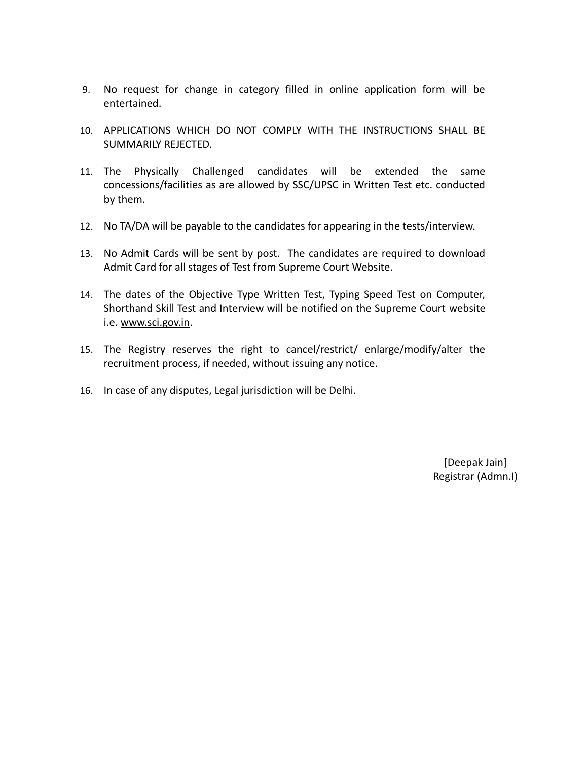9. No request for change in category filled in online application form will be entertained.

10. APPLICATIONS WHICH DO NOT COMPLY WITH THE INSTRUCTIONS SHALL BE SUMMARILY REJECTED.

11. The Physically Challenged candidates will be extended the same concessions/facilities as are allowed by SSC/UPSC in Written Test etc. conducted by them.

12. No TA/DA will be payable to the candidates for appearing in the tests/interview.

13. No Admit Cards will be sent by post. The candidates are required to download Admit Card for all stages of Test from Supreme Court Website.

14. The dates of the Objective Type Written Test, Typing Speed Test on Computer, Shorthand Skill Test and Interview will be notified on the Supreme Court website i.e. www.sci.gov.in.

15. The Registry reserves the right to cancel/restrict/ enlarge/modify/alter the recruitment process, if needed, without issuing any notice.

16. In case of any disputes, Legal jurisdiction will be Delhi.

[Deepak Jain]
Registrar (Admn.I)